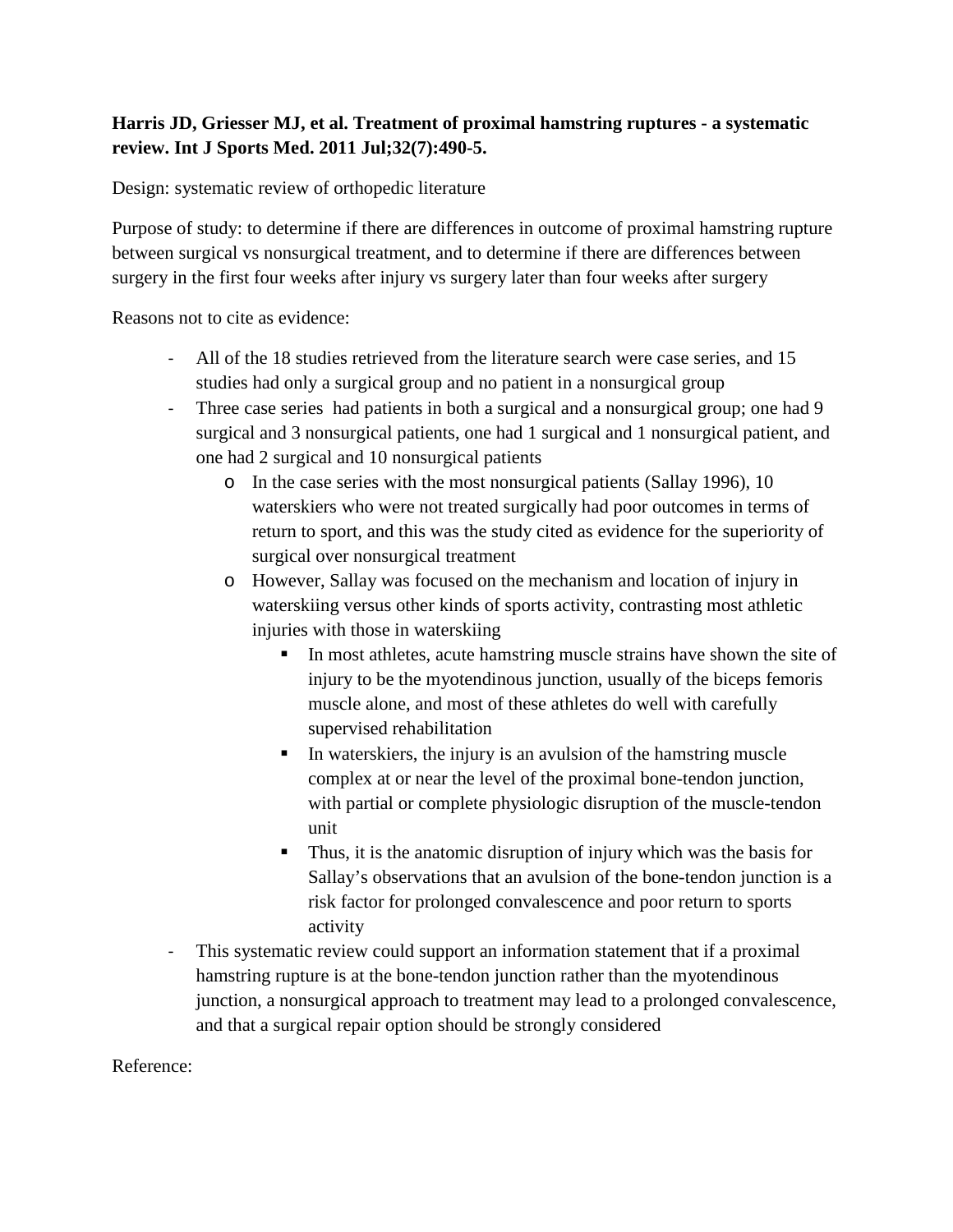**Harris JD, Griesser MJ, et al. Treatment of proximal hamstring ruptures - a systematic review. Int J Sports Med. 2011 Jul;32(7):490-5.**

Design: systematic review of orthopedic literature

Purpose of study: to determine if there are differences in outcome of proximal hamstring rupture between surgical vs nonsurgical treatment, and to determine if there are differences between surgery in the first four weeks after injury vs surgery later than four weeks after surgery

Reasons not to cite as evidence:

- All of the 18 studies retrieved from the literature search were case series, and 15 studies had only a surgical group and no patient in a nonsurgical group
- Three case series had patients in both a surgical and a nonsurgical group; one had 9 surgical and 3 nonsurgical patients, one had 1 surgical and 1 nonsurgical patient, and one had 2 surgical and 10 nonsurgical patients
  - In the case series with the most nonsurgical patients (Sallay 1996), 10 waterskiers who were not treated surgically had poor outcomes in terms of return to sport, and this was the study cited as evidence for the superiority of surgical over nonsurgical treatment
  - However, Sallay was focused on the mechanism and location of injury in waterskiing versus other kinds of sports activity, contrasting most athletic injuries with those in waterskiing
    - In most athletes, acute hamstring muscle strains have shown the site of injury to be the myotendinous junction, usually of the biceps femoris muscle alone, and most of these athletes do well with carefully supervised rehabilitation
    - In waterskiers, the injury is an avulsion of the hamstring muscle complex at or near the level of the proximal bone-tendon junction, with partial or complete physiologic disruption of the muscle-tendon unit
    - Thus, it is the anatomic disruption of injury which was the basis for Sallay's observations that an avulsion of the bone-tendon junction is a risk factor for prolonged convalescence and poor return to sports activity
- This systematic review could support an information statement that if a proximal hamstring rupture is at the bone-tendon junction rather than the myotendinous junction, a nonsurgical approach to treatment may lead to a prolonged convalescence, and that a surgical repair option should be strongly considered

Reference: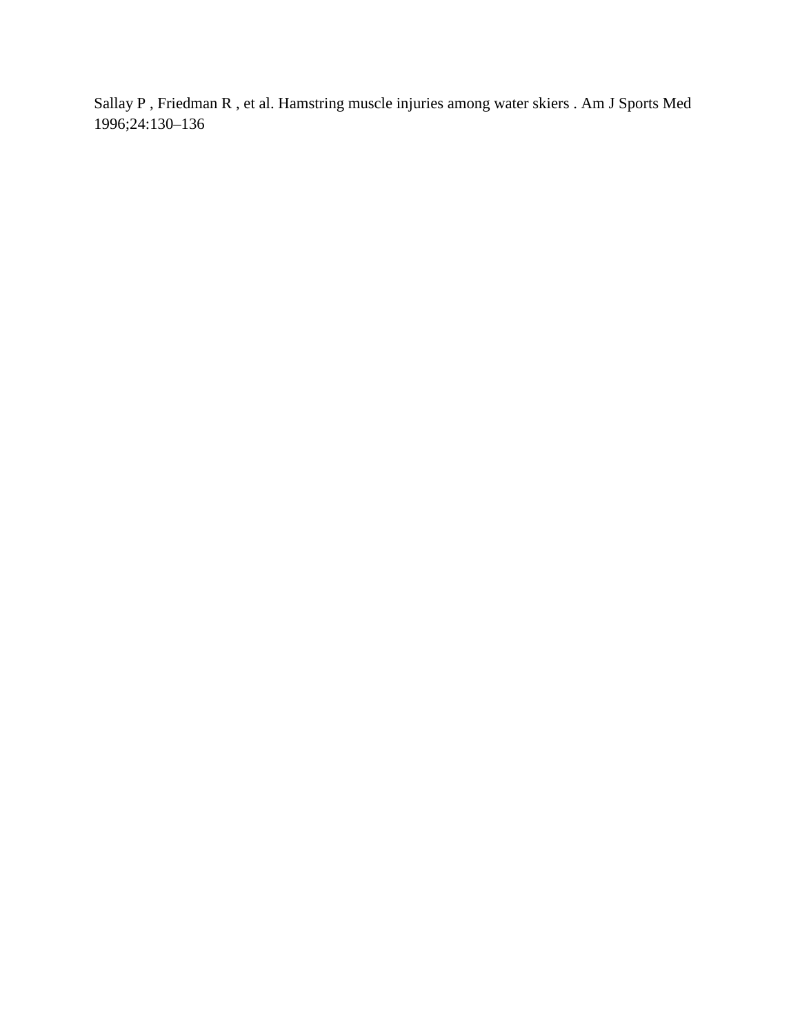Sallay P , Friedman R , et al. Hamstring muscle injuries among water skiers . Am J Sports Med 1996;24:130–136